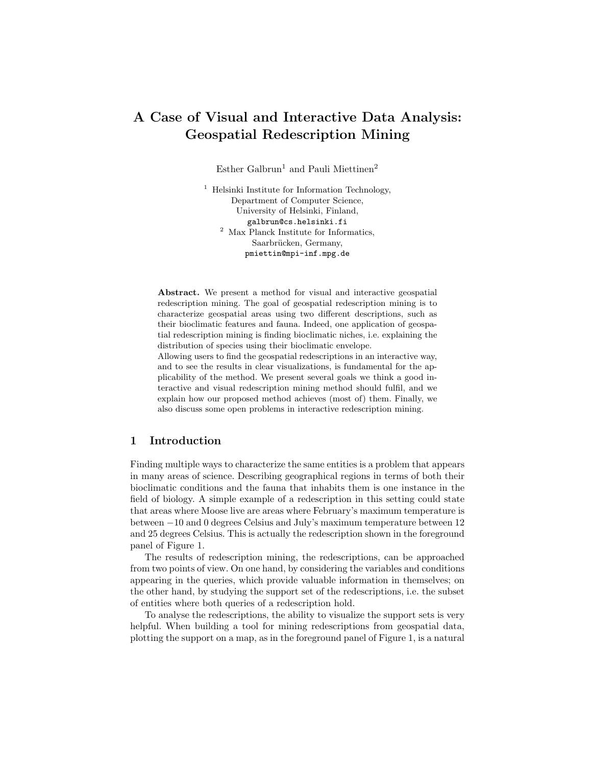# A Case of Visual and Interactive Data Analysis: Geospatial Redescription Mining

Esther Galbrun[1] and Pauli Miettinen[2]

[1] Helsinki Institute for Information Technology,
Department of Computer Science,
University of Helsinki, Finland,
galbrun@cs.helsinki.fi

[2] Max Planck Institute for Informatics,
Saarbrücken, Germany,
pmiettin@mpi-inf.mpg.de

**Abstract.** We present a method for visual and interactive geospatial redescription mining. The goal of geospatial redescription mining is to characterize geospatial areas using two different descriptions, such as their bioclimatic features and fauna. Indeed, one application of geospatial redescription mining is finding bioclimatic niches, i.e. explaining the distribution of species using their bioclimatic envelope.
Allowing users to find the geospatial redescriptions in an interactive way, and to see the results in clear visualizations, is fundamental for the applicability of the method. We present several goals we think a good interactive and visual redescription mining method should fulfil, and we explain how our proposed method achieves (most of) them. Finally, we also discuss some open problems in interactive redescription mining.

## 1 Introduction

Finding multiple ways to characterize the same entities is a problem that appears in many areas of science. Describing geographical regions in terms of both their bioclimatic conditions and the fauna that inhabits them is one instance in the field of biology. A simple example of a redescription in this setting could state that areas where Moose live are areas where February's maximum temperature is between $-10$ and 0 degrees Celsius and July's maximum temperature between 12 and 25 degrees Celsius. This is actually the redescription shown in the foreground panel of Figure 1.

The results of redescription mining, the redescriptions, can be approached from two points of view. On one hand, by considering the variables and conditions appearing in the queries, which provide valuable information in themselves; on the other hand, by studying the support set of the redescriptions, i.e. the subset of entities where both queries of a redescription hold.

To analyse the redescriptions, the ability to visualize the support sets is very helpful. When building a tool for mining redescriptions from geospatial data, plotting the support on a map, as in the foreground panel of Figure 1, is a natural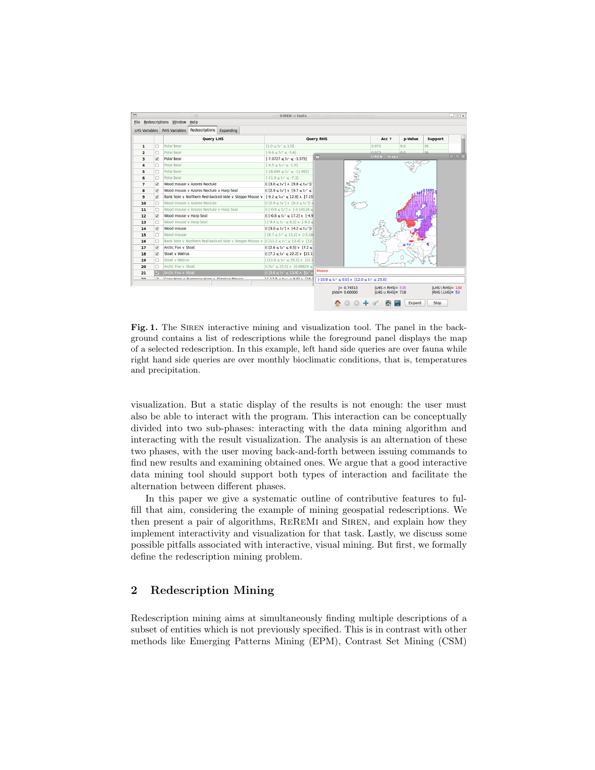**Fig. 1.** The SIREN interactive mining and visualization tool. The panel in the background contains a list of redescriptions while the foreground panel displays the map of a selected redescription. In this example, left hand side queries are over fauna while right hand side queries are over monthly bioclimatic conditions, that is, temperatures and precipitation.

visualization. But a static display of the results is not enough: the user must also be able to interact with the program. This interaction can be conceptually divided into two sub-phases: interacting with the data mining algorithm and interacting with the result visualization. The analysis is an alternation of these two phases, with the user moving back-and-forth between issuing commands to find new results and examining obtained ones. We argue that a good interactive data mining tool should support both types of interaction and facilitate the alternation between different phases.

In this paper we give a systematic outline of contributive features to fulfill that aim, considering the example of mining geospatial redescriptions. We then present a pair of algorithms, REREMI and SIREN, and explain how they implement interactivity and visualization for that task. Lastly, we discuss some possible pitfalls associated with interactive, visual mining. But first, we formally define the redescription mining problem.

## 2 Redescription Mining

Redescription mining aims at simultaneously finding multiple descriptions of a subset of entities which is not previously specified. This is in contrast with other methods like Emerging Patterns Mining (EPM), Contrast Set Mining (CSM)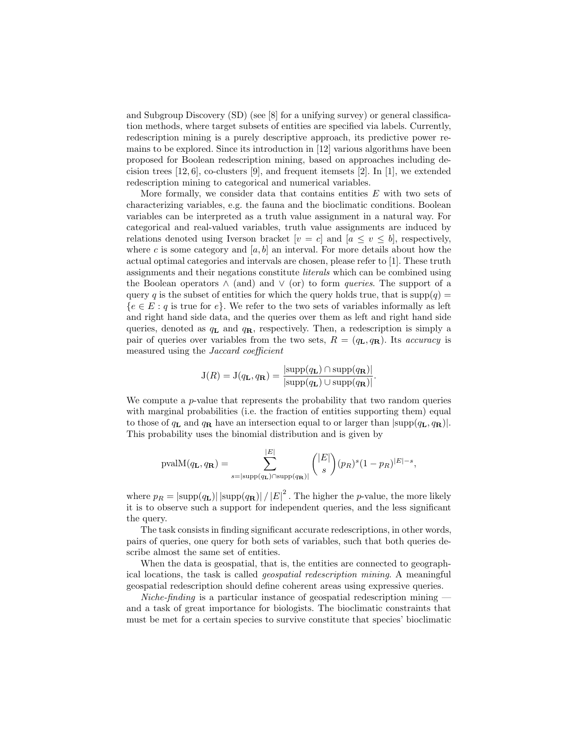and Subgroup Discovery (SD) (see [8] for a unifying survey) or general classification methods, where target subsets of entities are specified via labels. Currently, redescription mining is a purely descriptive approach, its predictive power remains to be explored. Since its introduction in [12] various algorithms have been proposed for Boolean redescription mining, based on approaches including decision trees [12, 6], co-clusters [9], and frequent itemsets [2]. In [1], we extended redescription mining to categorical and numerical variables.

More formally, we consider data that contains entities $E$ with two sets of characterizing variables, e.g. the fauna and the bioclimatic conditions. Boolean variables can be interpreted as a truth value assignment in a natural way. For categorical and real-valued variables, truth value assignments are induced by relations denoted using Iverson bracket $[v = c]$ and $[a \leq v \leq b]$, respectively, where $c$ is some category and $[a, b]$ an interval. For more details about how the actual optimal categories and intervals are chosen, please refer to [1]. These truth assignments and their negations constitute *literals* which can be combined using the Boolean operators $\wedge$ (and) and $\vee$ (or) to form *queries*. The support of a query $q$ is the subset of entities for which the query holds true, that is $\mathrm{supp}(q) = \{e \in E : q \text{ is true for } e\}$. We refer to the two sets of variables informally as left and right hand side data, and the queries over them as left and right hand side queries, denoted as $q_{\mathbf{L}}$ and $q_{\mathbf{R}}$, respectively. Then, a redescription is simply a pair of queries over variables from the two sets, $R = (q_{\mathbf{L}}, q_{\mathbf{R}})$. Its *accuracy* is measured using the *Jaccard coefficient*

$$\mathrm{J}(R) = \mathrm{J}(q_{\mathbf{L}}, q_{\mathbf{R}}) = \frac{|\mathrm{supp}(q_{\mathbf{L}}) \cap \mathrm{supp}(q_{\mathbf{R}})|}{|\mathrm{supp}(q_{\mathbf{L}}) \cup \mathrm{supp}(q_{\mathbf{R}})|}.$$

We compute a $p$-value that represents the probability that two random queries with marginal probabilities (i.e. the fraction of entities supporting them) equal to those of $q_{\mathbf{L}}$ and $q_{\mathbf{R}}$ have an intersection equal to or larger than $|\mathrm{supp}(q_{\mathbf{L}}, q_{\mathbf{R}})|$. This probability uses the binomial distribution and is given by

$$\mathrm{pvalM}(q_{\mathbf{L}}, q_{\mathbf{R}}) = \sum_{s=|\mathrm{supp}(q_{\mathbf{L}}) \cap \mathrm{supp}(q_{\mathbf{R}})|}^{|E|} \binom{|E|}{s} (p_R)^s (1 - p_R)^{|E|-s},$$

where $p_R = |\mathrm{supp}(q_{\mathbf{L}})|\, |\mathrm{supp}(q_{\mathbf{R}})| \,/\, |E|^2$. The higher the $p$-value, the more likely it is to observe such a support for independent queries, and the less significant the query.

The task consists in finding significant accurate redescriptions, in other words, pairs of queries, one query for both sets of variables, such that both queries describe almost the same set of entities.

When the data is geospatial, that is, the entities are connected to geographical locations, the task is called *geospatial redescription mining*. A meaningful geospatial redescription should define coherent areas using expressive queries.

*Niche-finding* is a particular instance of geospatial redescription mining — and a task of great importance for biologists. The bioclimatic constraints that must be met for a certain species to survive constitute that species' bioclimatic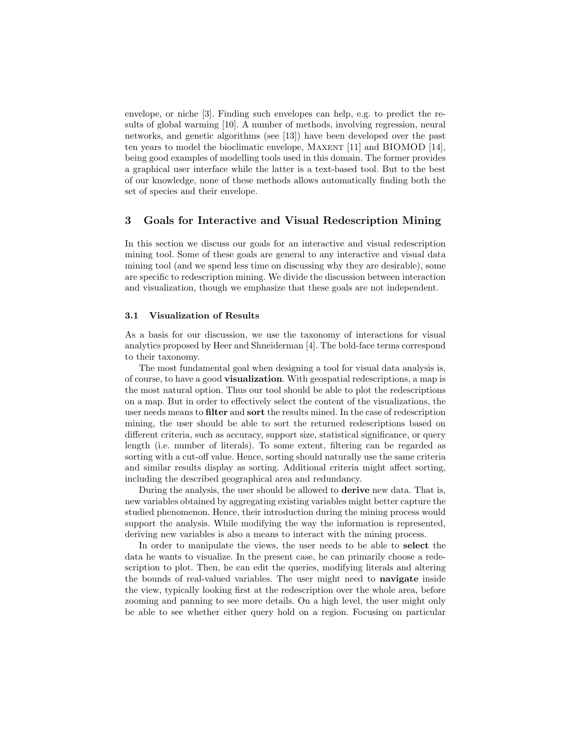envelope, or niche [3]. Finding such envelopes can help, e.g. to predict the results of global warming [10]. A number of methods, involving regression, neural networks, and genetic algorithms (see [13]) have been developed over the past ten years to model the bioclimatic envelope, Maxent [11] and BIOMOD [14], being good examples of modelling tools used in this domain. The former provides a graphical user interface while the latter is a text-based tool. But to the best of our knowledge, none of these methods allows automatically finding both the set of species and their envelope.

## 3 Goals for Interactive and Visual Redescription Mining

In this section we discuss our goals for an interactive and visual redescription mining tool. Some of these goals are general to any interactive and visual data mining tool (and we spend less time on discussing why they are desirable), some are specific to redescription mining. We divide the discussion between interaction and visualization, though we emphasize that these goals are not independent.

### 3.1 Visualization of Results

As a basis for our discussion, we use the taxonomy of interactions for visual analytics proposed by Heer and Shneiderman [4]. The bold-face terms correspond to their taxonomy.

The most fundamental goal when designing a tool for visual data analysis is, of course, to have a good **visualization**. With geospatial redescriptions, a map is the most natural option. Thus our tool should be able to plot the redescriptions on a map. But in order to effectively select the content of the visualizations, the user needs means to **filter** and **sort** the results mined. In the case of redescription mining, the user should be able to sort the returned redescriptions based on different criteria, such as accuracy, support size, statistical significance, or query length (i.e. number of literals). To some extent, filtering can be regarded as sorting with a cut-off value. Hence, sorting should naturally use the same criteria and similar results display as sorting. Additional criteria might affect sorting, including the described geographical area and redundancy.

During the analysis, the user should be allowed to **derive** new data. That is, new variables obtained by aggregating existing variables might better capture the studied phenomenon. Hence, their introduction during the mining process would support the analysis. While modifying the way the information is represented, deriving new variables is also a means to interact with the mining process.

In order to manipulate the views, the user needs to be able to **select** the data he wants to visualize. In the present case, he can primarily choose a redescription to plot. Then, he can edit the queries, modifying literals and altering the bounds of real-valued variables. The user might need to **navigate** inside the view, typically looking first at the redescription over the whole area, before zooming and panning to see more details. On a high level, the user might only be able to see whether either query hold on a region. Focusing on particular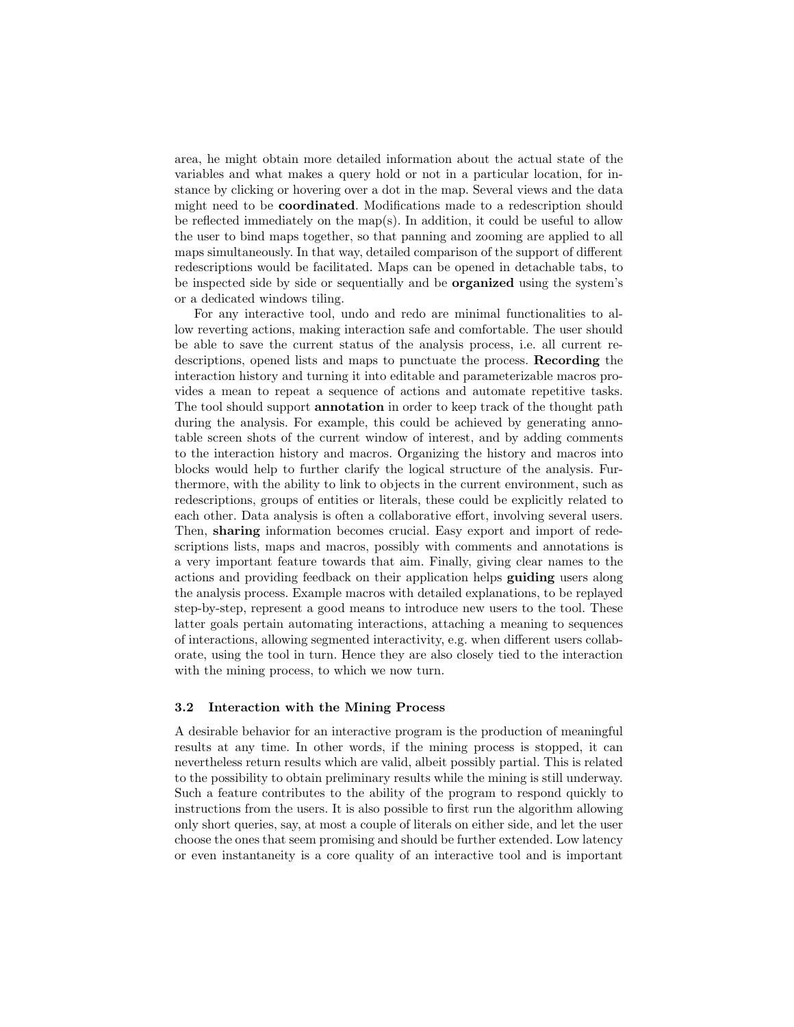area, he might obtain more detailed information about the actual state of the variables and what makes a query hold or not in a particular location, for instance by clicking or hovering over a dot in the map. Several views and the data might need to be **coordinated**. Modifications made to a redescription should be reflected immediately on the map(s). In addition, it could be useful to allow the user to bind maps together, so that panning and zooming are applied to all maps simultaneously. In that way, detailed comparison of the support of different redescriptions would be facilitated. Maps can be opened in detachable tabs, to be inspected side by side or sequentially and be **organized** using the system's or a dedicated windows tiling.

For any interactive tool, undo and redo are minimal functionalities to allow reverting actions, making interaction safe and comfortable. The user should be able to save the current status of the analysis process, i.e. all current redescriptions, opened lists and maps to punctuate the process. **Recording** the interaction history and turning it into editable and parameterizable macros provides a mean to repeat a sequence of actions and automate repetitive tasks. The tool should support **annotation** in order to keep track of the thought path during the analysis. For example, this could be achieved by generating annotable screen shots of the current window of interest, and by adding comments to the interaction history and macros. Organizing the history and macros into blocks would help to further clarify the logical structure of the analysis. Furthermore, with the ability to link to objects in the current environment, such as redescriptions, groups of entities or literals, these could be explicitly related to each other. Data analysis is often a collaborative effort, involving several users. Then, **sharing** information becomes crucial. Easy export and import of redescriptions lists, maps and macros, possibly with comments and annotations is a very important feature towards that aim. Finally, giving clear names to the actions and providing feedback on their application helps **guiding** users along the analysis process. Example macros with detailed explanations, to be replayed step-by-step, represent a good means to introduce new users to the tool. These latter goals pertain automating interactions, attaching a meaning to sequences of interactions, allowing segmented interactivity, e.g. when different users collaborate, using the tool in turn. Hence they are also closely tied to the interaction with the mining process, to which we now turn.

### 3.2 Interaction with the Mining Process

A desirable behavior for an interactive program is the production of meaningful results at any time. In other words, if the mining process is stopped, it can nevertheless return results which are valid, albeit possibly partial. This is related to the possibility to obtain preliminary results while the mining is still underway. Such a feature contributes to the ability of the program to respond quickly to instructions from the users. It is also possible to first run the algorithm allowing only short queries, say, at most a couple of literals on either side, and let the user choose the ones that seem promising and should be further extended. Low latency or even instantaneity is a core quality of an interactive tool and is important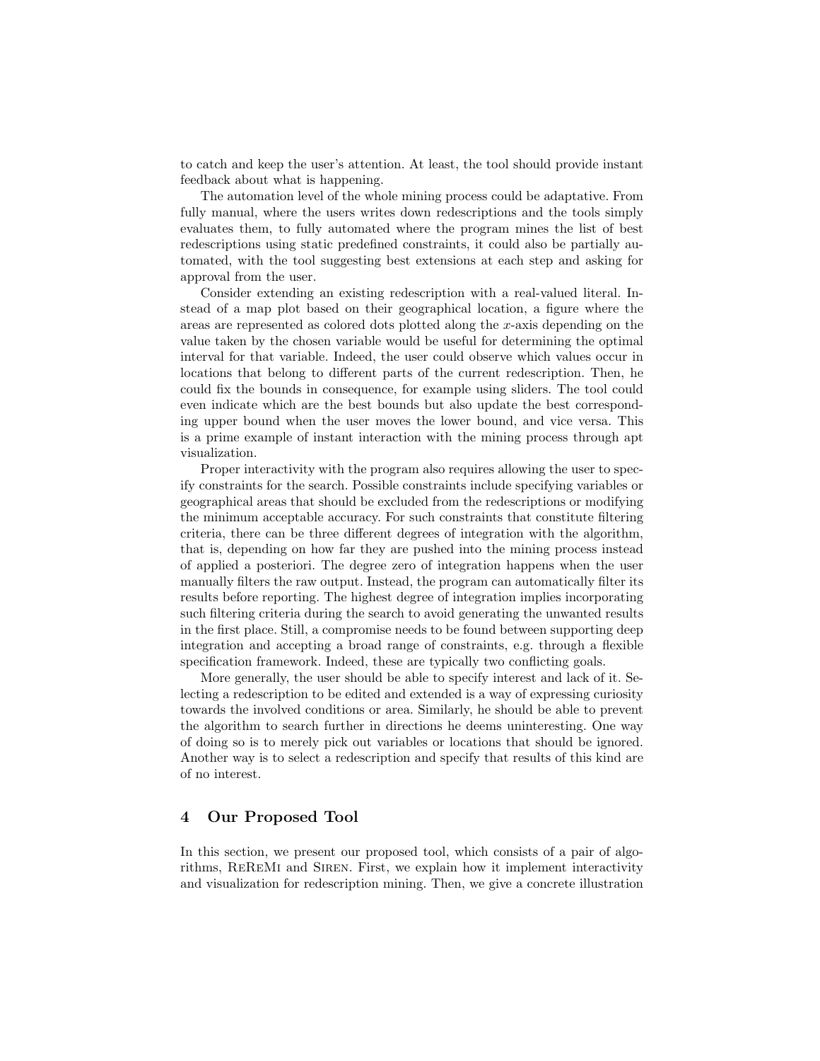to catch and keep the user's attention. At least, the tool should provide instant feedback about what is happening.

The automation level of the whole mining process could be adaptative. From fully manual, where the users writes down redescriptions and the tools simply evaluates them, to fully automated where the program mines the list of best redescriptions using static predefined constraints, it could also be partially automated, with the tool suggesting best extensions at each step and asking for approval from the user.

Consider extending an existing redescription with a real-valued literal. Instead of a map plot based on their geographical location, a figure where the areas are represented as colored dots plotted along the $x$-axis depending on the value taken by the chosen variable would be useful for determining the optimal interval for that variable. Indeed, the user could observe which values occur in locations that belong to different parts of the current redescription. Then, he could fix the bounds in consequence, for example using sliders. The tool could even indicate which are the best bounds but also update the best corresponding upper bound when the user moves the lower bound, and vice versa. This is a prime example of instant interaction with the mining process through apt visualization.

Proper interactivity with the program also requires allowing the user to specify constraints for the search. Possible constraints include specifying variables or geographical areas that should be excluded from the redescriptions or modifying the minimum acceptable accuracy. For such constraints that constitute filtering criteria, there can be three different degrees of integration with the algorithm, that is, depending on how far they are pushed into the mining process instead of applied a posteriori. The degree zero of integration happens when the user manually filters the raw output. Instead, the program can automatically filter its results before reporting. The highest degree of integration implies incorporating such filtering criteria during the search to avoid generating the unwanted results in the first place. Still, a compromise needs to be found between supporting deep integration and accepting a broad range of constraints, e.g. through a flexible specification framework. Indeed, these are typically two conflicting goals.

More generally, the user should be able to specify interest and lack of it. Selecting a redescription to be edited and extended is a way of expressing curiosity towards the involved conditions or area. Similarly, he should be able to prevent the algorithm to search further in directions he deems uninteresting. One way of doing so is to merely pick out variables or locations that should be ignored. Another way is to select a redescription and specify that results of this kind are of no interest.

## 4 Our Proposed Tool

In this section, we present our proposed tool, which consists of a pair of algorithms, ReReMi and Siren. First, we explain how it implement interactivity and visualization for redescription mining. Then, we give a concrete illustration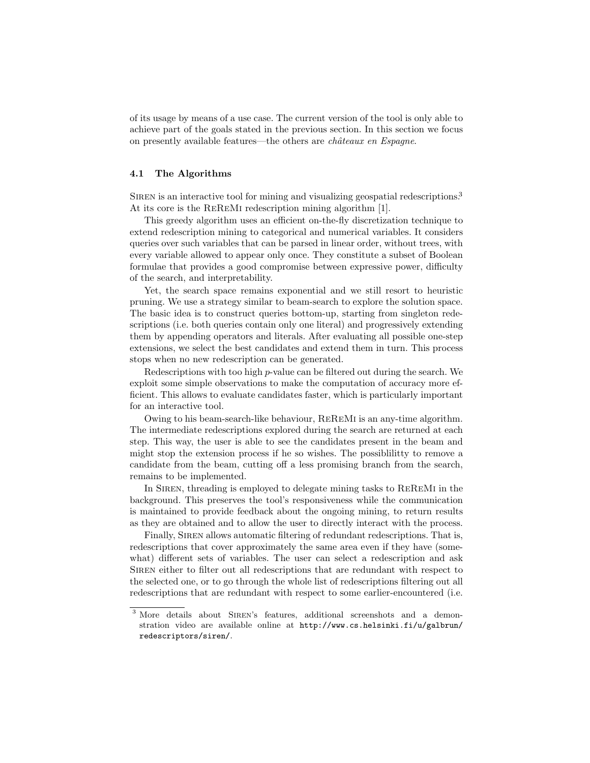of its usage by means of a use case. The current version of the tool is only able to achieve part of the goals stated in the previous section. In this section we focus on presently available features—the others are *châteaux en Espagne*.

### 4.1 The Algorithms

Siren is an interactive tool for mining and visualizing geospatial redescriptions.[3] At its core is the ReReMi redescription mining algorithm [1].

This greedy algorithm uses an efficient on-the-fly discretization technique to extend redescription mining to categorical and numerical variables. It considers queries over such variables that can be parsed in linear order, without trees, with every variable allowed to appear only once. They constitute a subset of Boolean formulae that provides a good compromise between expressive power, difficulty of the search, and interpretability.

Yet, the search space remains exponential and we still resort to heuristic pruning. We use a strategy similar to beam-search to explore the solution space. The basic idea is to construct queries bottom-up, starting from singleton redescriptions (i.e. both queries contain only one literal) and progressively extending them by appending operators and literals. After evaluating all possible one-step extensions, we select the best candidates and extend them in turn. This process stops when no new redescription can be generated.

Redescriptions with too high $p$-value can be filtered out during the search. We exploit some simple observations to make the computation of accuracy more efficient. This allows to evaluate candidates faster, which is particularly important for an interactive tool.

Owing to his beam-search-like behaviour, ReReMi is an any-time algorithm. The intermediate redescriptions explored during the search are returned at each step. This way, the user is able to see the candidates present in the beam and might stop the extension process if he so wishes. The possiblilitty to remove a candidate from the beam, cutting off a less promising branch from the search, remains to be implemented.

In Siren, threading is employed to delegate mining tasks to ReReMi in the background. This preserves the tool's responsiveness while the communication is maintained to provide feedback about the ongoing mining, to return results as they are obtained and to allow the user to directly interact with the process.

Finally, Siren allows automatic filtering of redundant redescriptions. That is, redescriptions that cover approximately the same area even if they have (somewhat) different sets of variables. The user can select a redescription and ask Siren either to filter out all redescriptions that are redundant with respect to the selected one, or to go through the whole list of redescriptions filtering out all redescriptions that are redundant with respect to some earlier-encountered (i.e.

[3] More details about Siren's features, additional screenshots and a demonstration video are available online at `http://www.cs.helsinki.fi/u/galbrun/redescriptors/siren/`.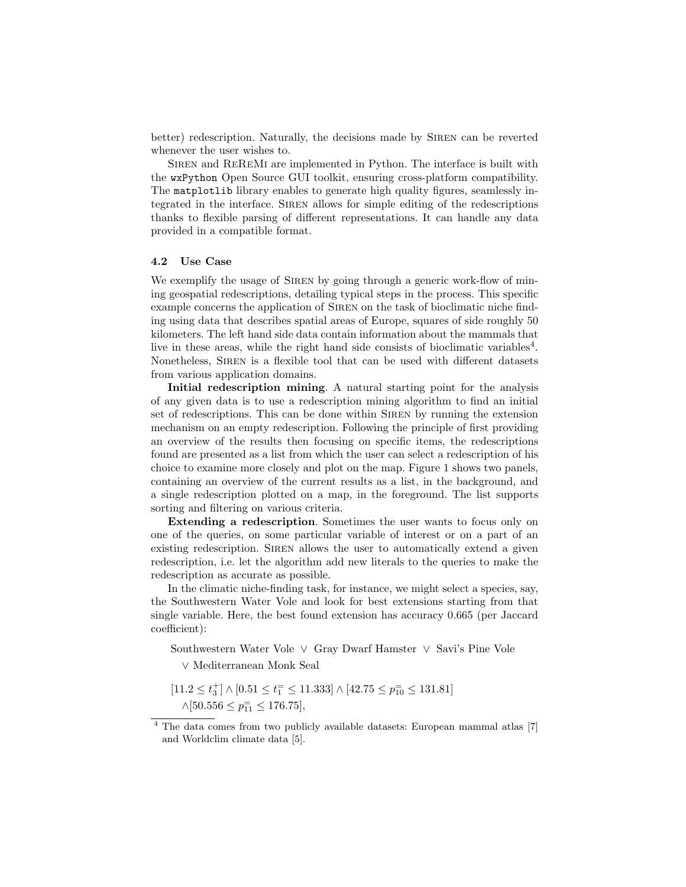better) redescription. Naturally, the decisions made by Siren can be reverted whenever the user wishes to.

Siren and ReReMi are implemented in Python. The interface is built with the `wxPython` Open Source GUI toolkit, ensuring cross-platform compatibility. The `matplotlib` library enables to generate high quality figures, seamlessly integrated in the interface. Siren allows for simple editing of the redescriptions thanks to flexible parsing of different representations. It can handle any data provided in a compatible format.

### 4.2 Use Case

We exemplify the usage of Siren by going through a generic work-flow of mining geospatial redescriptions, detailing typical steps in the process. This specific example concerns the application of Siren on the task of bioclimatic niche finding using data that describes spatial areas of Europe, squares of side roughly 50 kilometers. The left hand side data contain information about the mammals that live in these areas, while the right hand side consists of bioclimatic variables[4]. Nonetheless, Siren is a flexible tool that can be used with different datasets from various application domains.

**Initial redescription mining**. A natural starting point for the analysis of any given data is to use a redescription mining algorithm to find an initial set of redescriptions. This can be done within Siren by running the extension mechanism on an empty redescription. Following the principle of first providing an overview of the results then focusing on specific items, the redescriptions found are presented as a list from which the user can select a redescription of his choice to examine more closely and plot on the map. Figure 1 shows two panels, containing an overview of the current results as a list, in the background, and a single redescription plotted on a map, in the foreground. The list supports sorting and filtering on various criteria.

**Extending a redescription**. Sometimes the user wants to focus only on one of the queries, on some particular variable of interest or on a part of an existing redescription. Siren allows the user to automatically extend a given redescription, i.e. let the algorithm add new literals to the queries to make the redescription as accurate as possible.

In the climatic niche-finding task, for instance, we might select a species, say, the Southwestern Water Vole and look for best extensions starting from that single variable. Here, the best found extension has accuracy 0.665 (per Jaccard coefficient):

Southwestern Water Vole $\vee$ Gray Dwarf Hamster $\vee$ Savi's Pine Vole $\vee$ Mediterranean Monk Seal

$$[11.2 \leq t_3^+] \wedge [0.51 \leq t_1^= \leq 11.333] \wedge [42.75 \leq p_{10}^= \leq 131.81] \wedge [50.556 \leq p_{11}^= \leq 176.75],$$

[4] The data comes from two publicly available datasets: European mammal atlas [7] and Worldclim climate data [5].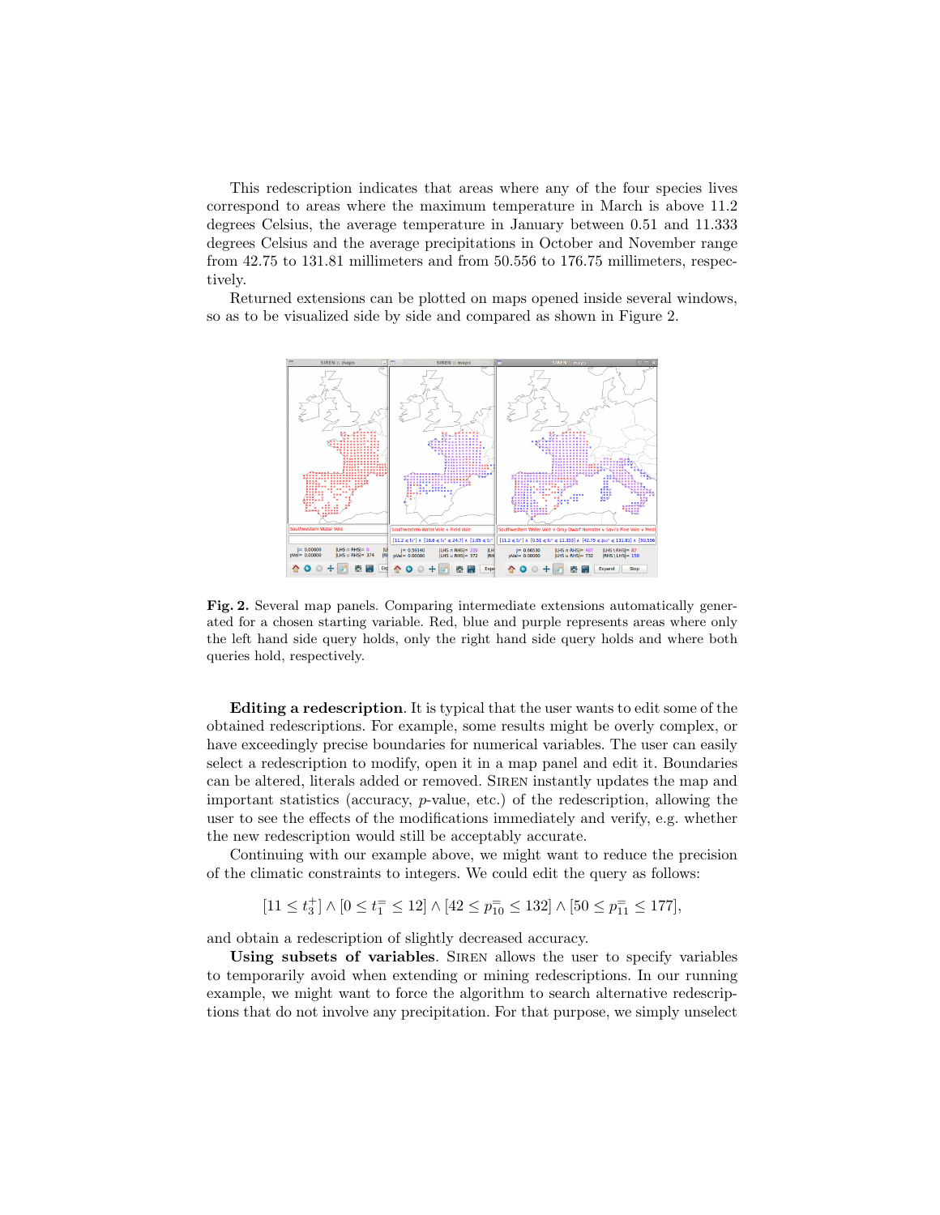This redescription indicates that areas where any of the four species lives correspond to areas where the maximum temperature in March is above 11.2 degrees Celsius, the average temperature in January between 0.51 and 11.333 degrees Celsius and the average precipitations in October and November range from 42.75 to 131.81 millimeters and from 50.556 to 176.75 millimeters, respectively.

Returned extensions can be plotted on maps opened inside several windows, so as to be visualized side by side and compared as shown in Figure 2.

**Fig. 2.** Several map panels. Comparing intermediate extensions automatically generated for a chosen starting variable. Red, blue and purple represents areas where only the left hand side query holds, only the right hand side query holds and where both queries hold, respectively.

**Editing a redescription**. It is typical that the user wants to edit some of the obtained redescriptions. For example, some results might be overly complex, or have exceedingly precise boundaries for numerical variables. The user can easily select a redescription to modify, open it in a map panel and edit it. Boundaries can be altered, literals added or removed. SIREN instantly updates the map and important statistics (accuracy, $p$-value, etc.) of the redescription, allowing the user to see the effects of the modifications immediately and verify, e.g. whether the new redescription would still be acceptably accurate.

Continuing with our example above, we might want to reduce the precision of the climatic constraints to integers. We could edit the query as follows:

$$[11 \leq t_3^+] \wedge [0 \leq t_1^= \leq 12] \wedge [42 \leq p_{10}^= \leq 132] \wedge [50 \leq p_{11}^= \leq 177],$$

and obtain a redescription of slightly decreased accuracy.

**Using subsets of variables**. SIREN allows the user to specify variables to temporarily avoid when extending or mining redescriptions. In our running example, we might want to force the algorithm to search alternative redescriptions that do not involve any precipitation. For that purpose, we simply unselect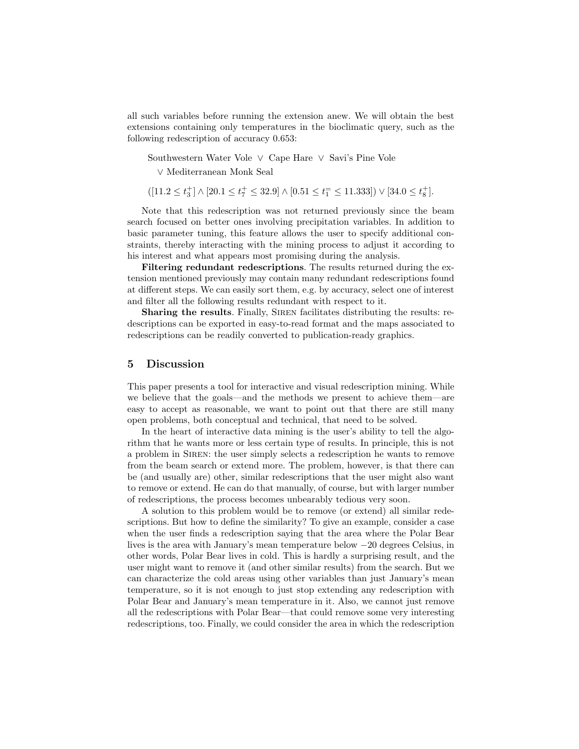all such variables before running the extension anew. We will obtain the best extensions containing only temperatures in the bioclimatic query, such as the following redescription of accuracy 0.653:

Southwestern Water Vole ∨ Cape Hare ∨ Savi's Pine Vole
∨ Mediterranean Monk Seal

$([11.2 \leq t_3^+] \wedge [20.1 \leq t_7^+ \leq 32.9] \wedge [0.51 \leq t_1^= \leq 11.333]) \vee [34.0 \leq t_8^+]$.

Note that this redescription was not returned previously since the beam search focused on better ones involving precipitation variables. In addition to basic parameter tuning, this feature allows the user to specify additional constraints, thereby interacting with the mining process to adjust it according to his interest and what appears most promising during the analysis.

**Filtering redundant redescriptions**. The results returned during the extension mentioned previously may contain many redundant redescriptions found at different steps. We can easily sort them, e.g. by accuracy, select one of interest and filter all the following results redundant with respect to it.

**Sharing the results**. Finally, Siren facilitates distributing the results: redescriptions can be exported in easy-to-read format and the maps associated to redescriptions can be readily converted to publication-ready graphics.

## 5 Discussion

This paper presents a tool for interactive and visual redescription mining. While we believe that the goals—and the methods we present to achieve them—are easy to accept as reasonable, we want to point out that there are still many open problems, both conceptual and technical, that need to be solved.

In the heart of interactive data mining is the user's ability to tell the algorithm that he wants more or less certain type of results. In principle, this is not a problem in Siren: the user simply selects a redescription he wants to remove from the beam search or extend more. The problem, however, is that there can be (and usually are) other, similar redescriptions that the user might also want to remove or extend. He can do that manually, of course, but with larger number of redescriptions, the process becomes unbearably tedious very soon.

A solution to this problem would be to remove (or extend) all similar redescriptions. But how to define the similarity? To give an example, consider a case when the user finds a redescription saying that the area where the Polar Bear lives is the area with January's mean temperature below −20 degrees Celsius, in other words, Polar Bear lives in cold. This is hardly a surprising result, and the user might want to remove it (and other similar results) from the search. But we can characterize the cold areas using other variables than just January's mean temperature, so it is not enough to just stop extending any redescription with Polar Bear and January's mean temperature in it. Also, we cannot just remove all the redescriptions with Polar Bear—that could remove some very interesting redescriptions, too. Finally, we could consider the area in which the redescription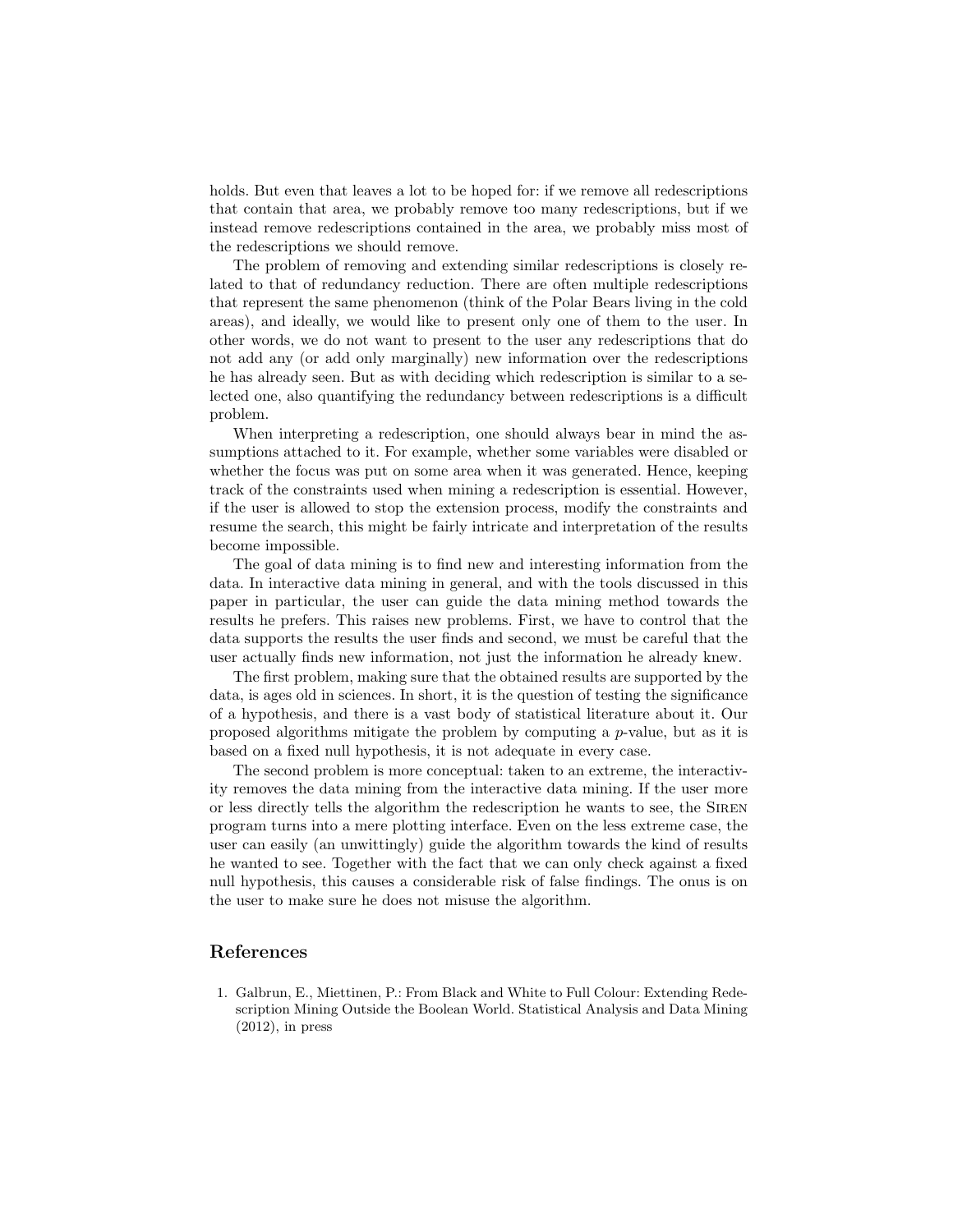holds. But even that leaves a lot to be hoped for: if we remove all redescriptions that contain that area, we probably remove too many redescriptions, but if we instead remove redescriptions contained in the area, we probably miss most of the redescriptions we should remove.

The problem of removing and extending similar redescriptions is closely related to that of redundancy reduction. There are often multiple redescriptions that represent the same phenomenon (think of the Polar Bears living in the cold areas), and ideally, we would like to present only one of them to the user. In other words, we do not want to present to the user any redescriptions that do not add any (or add only marginally) new information over the redescriptions he has already seen. But as with deciding which redescription is similar to a selected one, also quantifying the redundancy between redescriptions is a difficult problem.

When interpreting a redescription, one should always bear in mind the assumptions attached to it. For example, whether some variables were disabled or whether the focus was put on some area when it was generated. Hence, keeping track of the constraints used when mining a redescription is essential. However, if the user is allowed to stop the extension process, modify the constraints and resume the search, this might be fairly intricate and interpretation of the results become impossible.

The goal of data mining is to find new and interesting information from the data. In interactive data mining in general, and with the tools discussed in this paper in particular, the user can guide the data mining method towards the results he prefers. This raises new problems. First, we have to control that the data supports the results the user finds and second, we must be careful that the user actually finds new information, not just the information he already knew.

The first problem, making sure that the obtained results are supported by the data, is ages old in sciences. In short, it is the question of testing the significance of a hypothesis, and there is a vast body of statistical literature about it. Our proposed algorithms mitigate the problem by computing a $p$-value, but as it is based on a fixed null hypothesis, it is not adequate in every case.

The second problem is more conceptual: taken to an extreme, the interactivity removes the data mining from the interactive data mining. If the user more or less directly tells the algorithm the redescription he wants to see, the Siren program turns into a mere plotting interface. Even on the less extreme case, the user can easily (an unwittingly) guide the algorithm towards the kind of results he wanted to see. Together with the fact that we can only check against a fixed null hypothesis, this causes a considerable risk of false findings. The onus is on the user to make sure he does not misuse the algorithm.

## References

1. Galbrun, E., Miettinen, P.: From Black and White to Full Colour: Extending Redescription Mining Outside the Boolean World. Statistical Analysis and Data Mining (2012), in press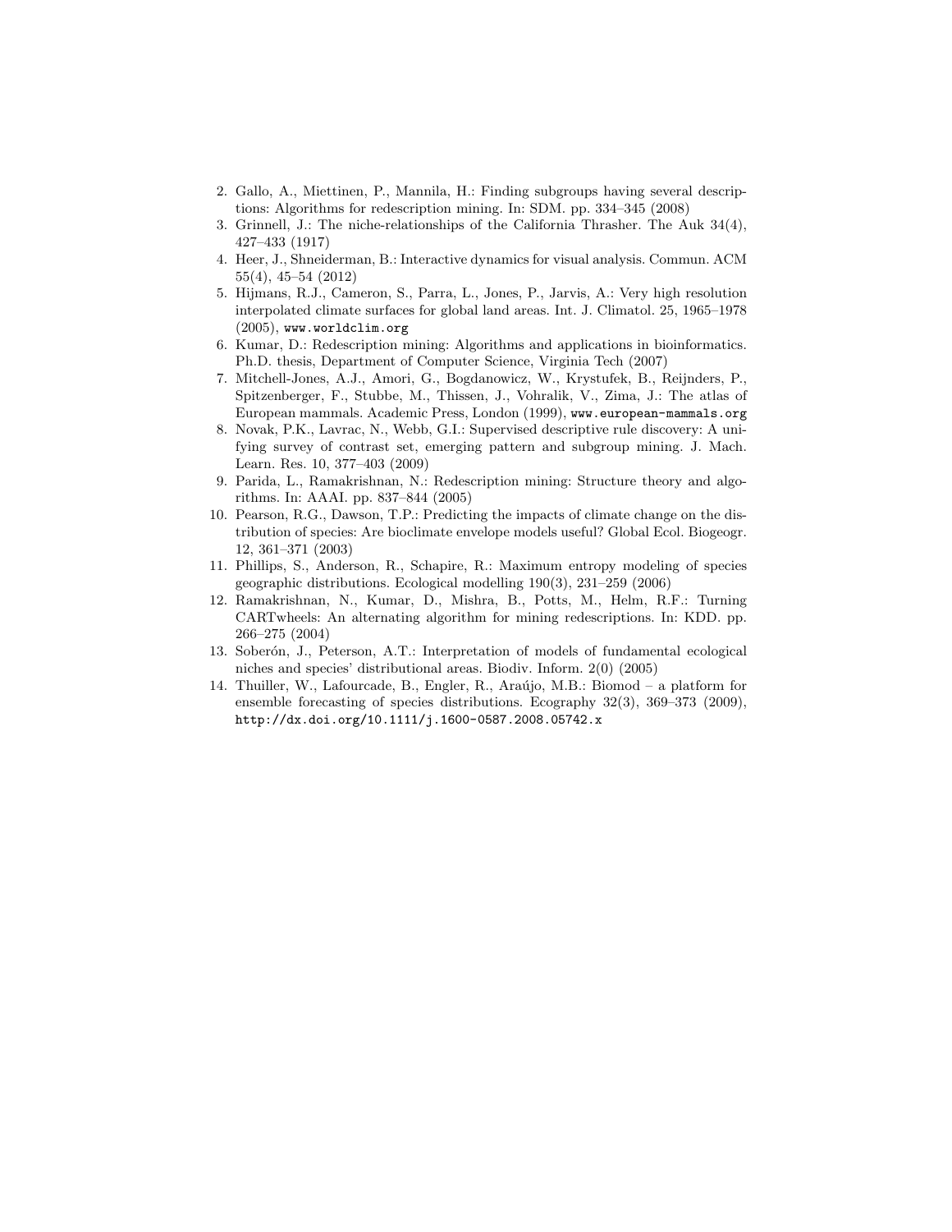2. Gallo, A., Miettinen, P., Mannila, H.: Finding subgroups having several descriptions: Algorithms for redescription mining. In: SDM. pp. 334–345 (2008)
3. Grinnell, J.: The niche-relationships of the California Thrasher. The Auk 34(4), 427–433 (1917)
4. Heer, J., Shneiderman, B.: Interactive dynamics for visual analysis. Commun. ACM 55(4), 45–54 (2012)
5. Hijmans, R.J., Cameron, S., Parra, L., Jones, P., Jarvis, A.: Very high resolution interpolated climate surfaces for global land areas. Int. J. Climatol. 25, 1965–1978 (2005), `www.worldclim.org`
6. Kumar, D.: Redescription mining: Algorithms and applications in bioinformatics. Ph.D. thesis, Department of Computer Science, Virginia Tech (2007)
7. Mitchell-Jones, A.J., Amori, G., Bogdanowicz, W., Krystufek, B., Reijnders, P., Spitzenberger, F., Stubbe, M., Thissen, J., Vohralik, V., Zima, J.: The atlas of European mammals. Academic Press, London (1999), `www.european-mammals.org`
8. Novak, P.K., Lavrac, N., Webb, G.I.: Supervised descriptive rule discovery: A unifying survey of contrast set, emerging pattern and subgroup mining. J. Mach. Learn. Res. 10, 377–403 (2009)
9. Parida, L., Ramakrishnan, N.: Redescription mining: Structure theory and algorithms. In: AAAI. pp. 837–844 (2005)
10. Pearson, R.G., Dawson, T.P.: Predicting the impacts of climate change on the distribution of species: Are bioclimate envelope models useful? Global Ecol. Biogeogr. 12, 361–371 (2003)
11. Phillips, S., Anderson, R., Schapire, R.: Maximum entropy modeling of species geographic distributions. Ecological modelling 190(3), 231–259 (2006)
12. Ramakrishnan, N., Kumar, D., Mishra, B., Potts, M., Helm, R.F.: Turning CARTwheels: An alternating algorithm for mining redescriptions. In: KDD. pp. 266–275 (2004)
13. Soberón, J., Peterson, A.T.: Interpretation of models of fundamental ecological niches and species' distributional areas. Biodiv. Inform. 2(0) (2005)
14. Thuiller, W., Lafourcade, B., Engler, R., Araújo, M.B.: Biomod – a platform for ensemble forecasting of species distributions. Ecography 32(3), 369–373 (2009), `http://dx.doi.org/10.1111/j.1600-0587.2008.05742.x`